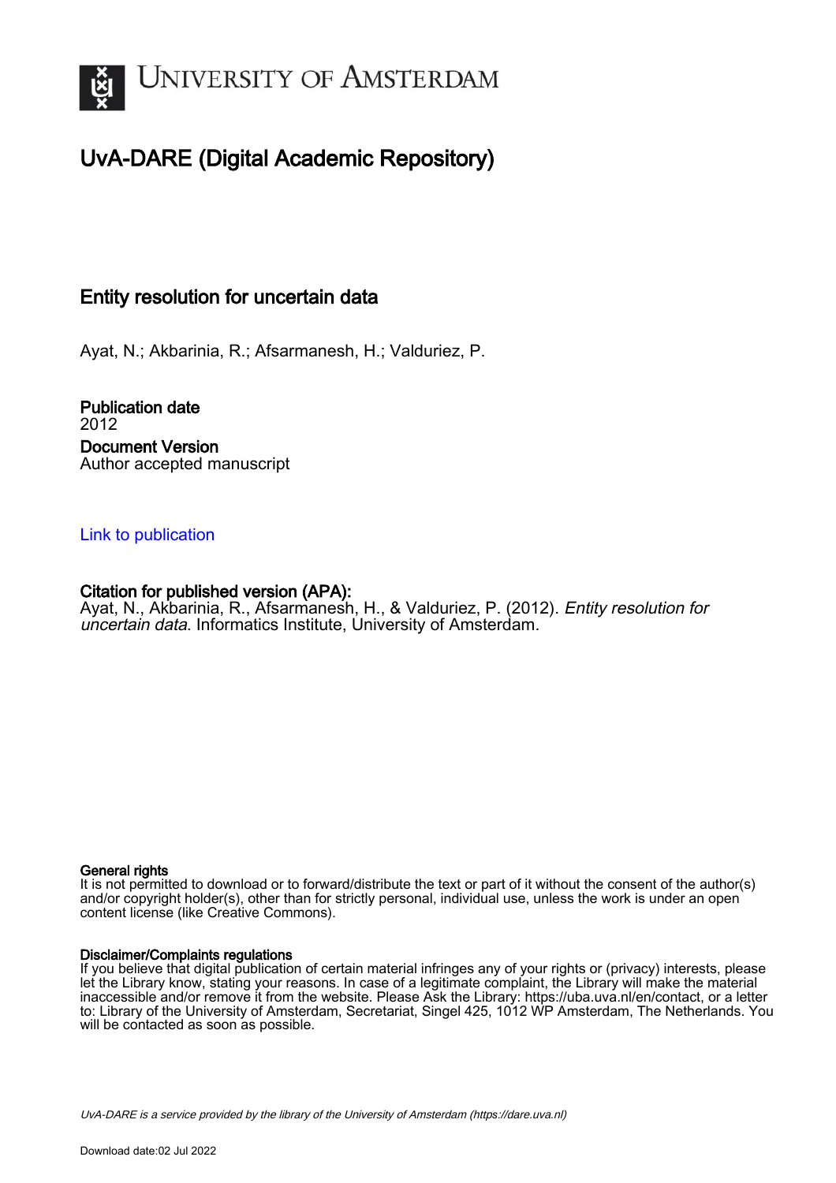# UvA-DARE (Digital Academic Repository)

## Entity resolution for uncertain data

Ayat, N.; Akbarinia, R.; Afsarmanesh, H.; Valduriez, P.

**Publication date**
2012

**Document Version**
Author accepted manuscript

Link to publication

**Citation for published version (APA):**
Ayat, N., Akbarinia, R., Afsarmanesh, H., & Valduriez, P. (2012). *Entity resolution for uncertain data*. Informatics Institute, University of Amsterdam.

**General rights**
It is not permitted to download or to forward/distribute the text or part of it without the consent of the author(s) and/or copyright holder(s), other than for strictly personal, individual use, unless the work is under an open content license (like Creative Commons).

**Disclaimer/Complaints regulations**
If you believe that digital publication of certain material infringes any of your rights or (privacy) interests, please let the Library know, stating your reasons. In case of a legitimate complaint, the Library will make the material inaccessible and/or remove it from the website. Please Ask the Library: https://uba.uva.nl/en/contact, or a letter to: Library of the University of Amsterdam, Secretariat, Singel 425, 1012 WP Amsterdam, The Netherlands. You will be contacted as soon as possible.

*UvA-DARE is a service provided by the library of the University of Amsterdam (https://dare.uva.nl)*

Download date:02 Jul 2022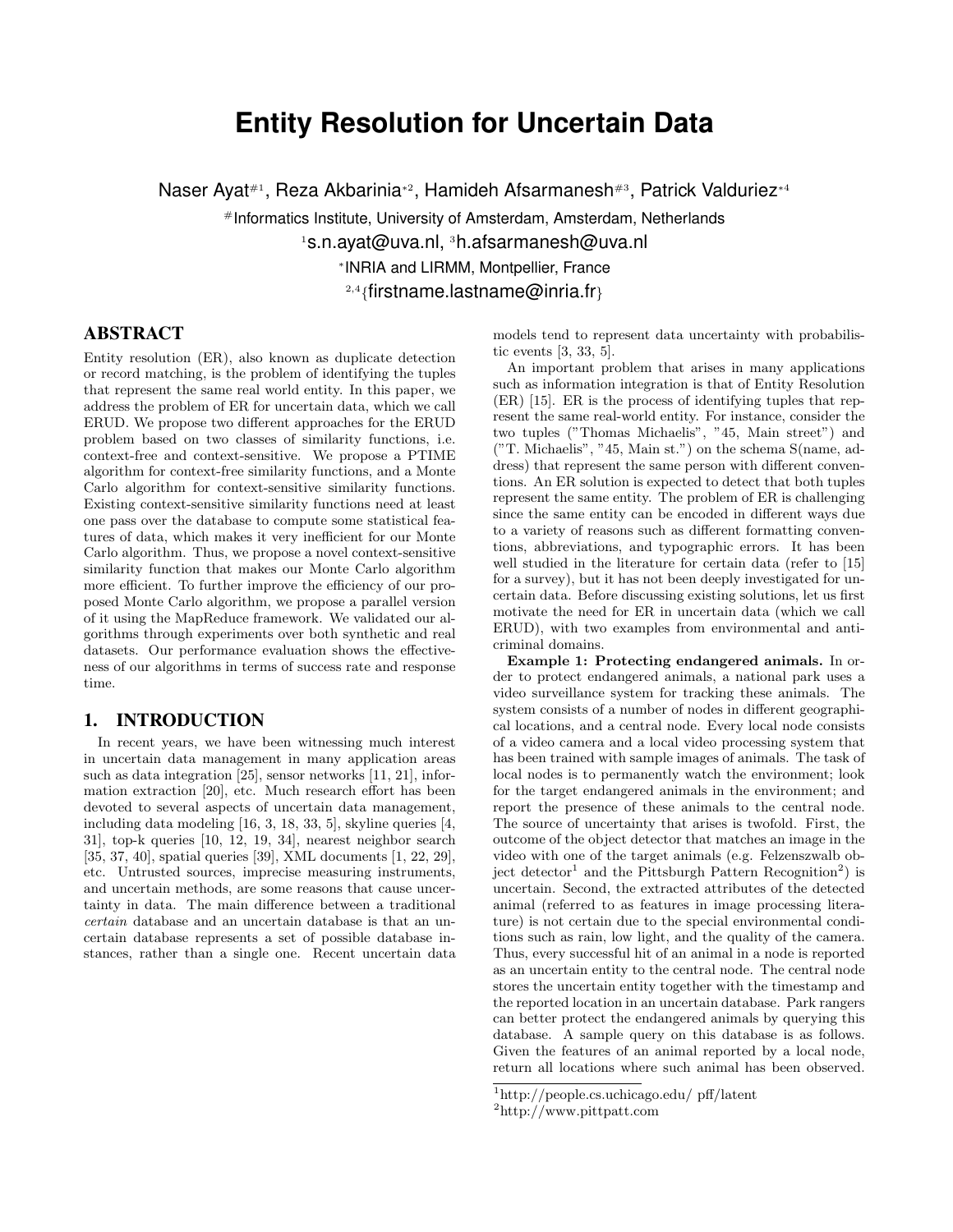# Entity Resolution for Uncertain Data

Naser Ayat#1, Reza Akbarinia*2, Hamideh Afsarmanesh#3, Patrick Valduriez*4

#Informatics Institute, University of Amsterdam, Amsterdam, Netherlands

[1]s.n.ayat@uva.nl, [3]h.afsarmanesh@uva.nl

*INRIA and LIRMM, Montpellier, France

[2,4]{firstname.lastname@inria.fr}

## ABSTRACT

Entity resolution (ER), also known as duplicate detection or record matching, is the problem of identifying the tuples that represent the same real world entity. In this paper, we address the problem of ER for uncertain data, which we call ERUD. We propose two different approaches for the ERUD problem based on two classes of similarity functions, i.e. context-free and context-sensitive. We propose a PTIME algorithm for context-free similarity functions, and a Monte Carlo algorithm for context-sensitive similarity functions. Existing context-sensitive similarity functions need at least one pass over the database to compute some statistical features of data, which makes it very inefficient for our Monte Carlo algorithm. Thus, we propose a novel context-sensitive similarity function that makes our Monte Carlo algorithm more efficient. To further improve the efficiency of our proposed Monte Carlo algorithm, we propose a parallel version of it using the MapReduce framework. We validated our algorithms through experiments over both synthetic and real datasets. Our performance evaluation shows the effectiveness of our algorithms in terms of success rate and response time.

## 1. INTRODUCTION

In recent years, we have been witnessing much interest in uncertain data management in many application areas such as data integration [25], sensor networks [11, 21], information extraction [20], etc. Much research effort has been devoted to several aspects of uncertain data management, including data modeling [16, 3, 18, 33, 5], skyline queries [4, 31], top-k queries [10, 12, 19, 34], nearest neighbor search [35, 37, 40], spatial queries [39], XML documents [1, 22, 29], etc. Untrusted sources, imprecise measuring instruments, and uncertain methods, are some reasons that cause uncertainty in data. The main difference between a traditional *certain* database and an uncertain database is that an uncertain database represents a set of possible database instances, rather than a single one. Recent uncertain data models tend to represent data uncertainty with probabilistic events [3, 33, 5].

An important problem that arises in many applications such as information integration is that of Entity Resolution (ER) [15]. ER is the process of identifying tuples that represent the same real-world entity. For instance, consider the two tuples ("Thomas Michaelis", "45, Main street") and ("T. Michaelis", "45, Main st.") on the schema S(name, address) that represent the same person with different conventions. An ER solution is expected to detect that both tuples represent the same entity. The problem of ER is challenging since the same entity can be encoded in different ways due to a variety of reasons such as different formatting conventions, abbreviations, and typographic errors. It has been well studied in the literature for certain data (refer to [15] for a survey), but it has not been deeply investigated for uncertain data. Before discussing existing solutions, let us first motivate the need for ER in uncertain data (which we call ERUD), with two examples from environmental and anti-criminal domains.

**Example 1: Protecting endangered animals.** In order to protect endangered animals, a national park uses a video surveillance system for tracking these animals. The system consists of a number of nodes in different geographical locations, and a central node. Every local node consists of a video camera and a local video processing system that has been trained with sample images of animals. The task of local nodes is to permanently watch the environment; look for the target endangered animals in the environment; and report the presence of these animals to the central node. The source of uncertainty that arises is twofold. First, the outcome of the object detector that matches an image in the video with one of the target animals (e.g. Felzenszwalb object detector[1] and the Pittsburgh Pattern Recognition[2]) is uncertain. Second, the extracted attributes of the detected animal (referred to as features in image processing literature) is not certain due to the special environmental conditions such as rain, low light, and the quality of the camera. Thus, every successful hit of an animal in a node is reported as an uncertain entity to the central node. The central node stores the uncertain entity together with the timestamp and the reported location in an uncertain database. Park rangers can better protect the endangered animals by querying this database. A sample query on this database is as follows. Given the features of an animal reported by a local node, return all locations where such animal has been observed.

[1]http://people.cs.uchicago.edu/ pff/latent

[2]http://www.pittpatt.com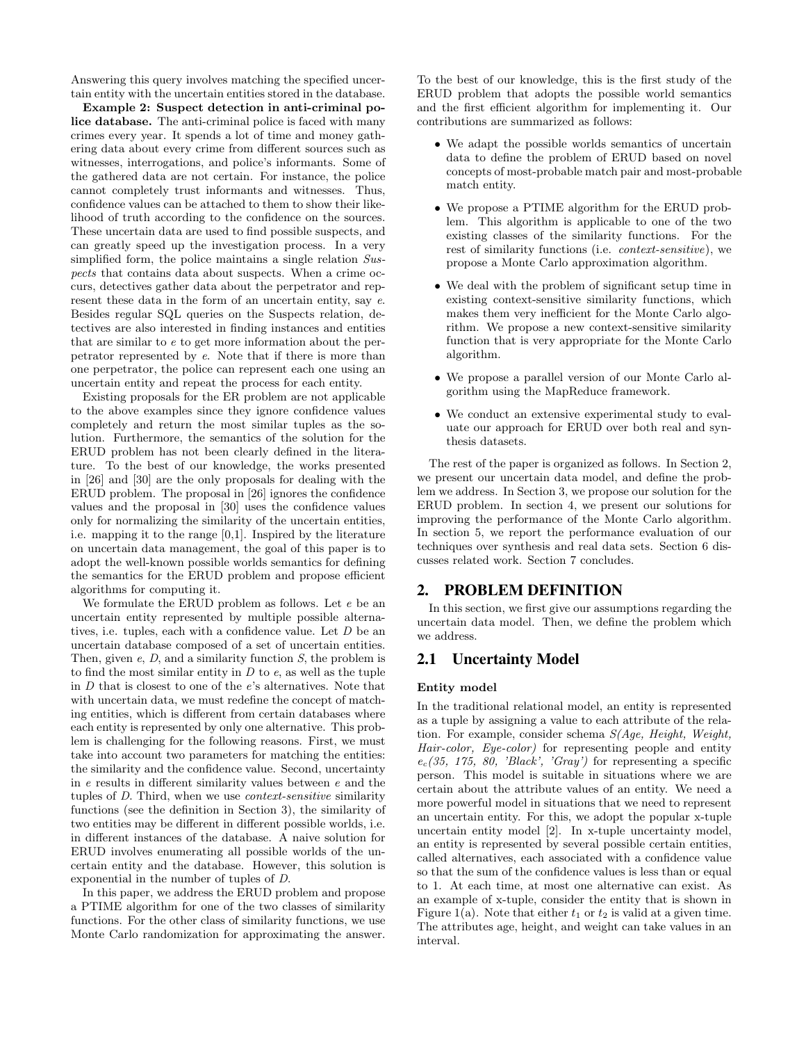Answering this query involves matching the specified uncertain entity with the uncertain entities stored in the database.

**Example 2: Suspect detection in anti-criminal police database.** The anti-criminal police is faced with many crimes every year. It spends a lot of time and money gathering data about every crime from different sources such as witnesses, interrogations, and police's informants. Some of the gathered data are not certain. For instance, the police cannot completely trust informants and witnesses. Thus, confidence values can be attached to them to show their likelihood of truth according to the confidence on the sources. These uncertain data are used to find possible suspects, and can greatly speed up the investigation process. In a very simplified form, the police maintains a single relation *Suspects* that contains data about suspects. When a crime occurs, detectives gather data about the perpetrator and represent these data in the form of an uncertain entity, say $e$. Besides regular SQL queries on the Suspects relation, detectives are also interested in finding instances and entities that are similar to $e$ to get more information about the perpetrator represented by $e$. Note that if there is more than one perpetrator, the police can represent each one using an uncertain entity and repeat the process for each entity.

Existing proposals for the ER problem are not applicable to the above examples since they ignore confidence values completely and return the most similar tuples as the solution. Furthermore, the semantics of the solution for the ERUD problem has not been clearly defined in the literature. To the best of our knowledge, the works presented in [26] and [30] are the only proposals for dealing with the ERUD problem. The proposal in [26] ignores the confidence values and the proposal in [30] uses the confidence values only for normalizing the similarity of the uncertain entities, i.e. mapping it to the range [0,1]. Inspired by the literature on uncertain data management, the goal of this paper is to adopt the well-known possible worlds semantics for defining the semantics for the ERUD problem and propose efficient algorithms for computing it.

We formulate the ERUD problem as follows. Let $e$ be an uncertain entity represented by multiple possible alternatives, i.e. tuples, each with a confidence value. Let $D$ be an uncertain database composed of a set of uncertain entities. Then, given $e$, $D$, and a similarity function $S$, the problem is to find the most similar entity in $D$ to $e$, as well as the tuple in $D$ that is closest to one of the $e$'s alternatives. Note that with uncertain data, we must redefine the concept of matching entities, which is different from certain databases where each entity is represented by only one alternative. This problem is challenging for the following reasons. First, we must take into account two parameters for matching the entities: the similarity and the confidence value. Second, uncertainty in $e$ results in different similarity values between $e$ and the tuples of $D$. Third, when we use *context-sensitive* similarity functions (see the definition in Section 3), the similarity of two entities may be different in different possible worlds, i.e. in different instances of the database. A naive solution for ERUD involves enumerating all possible worlds of the uncertain entity and the database. However, this solution is exponential in the number of tuples of $D$.

In this paper, we address the ERUD problem and propose a PTIME algorithm for one of the two classes of similarity functions. For the other class of similarity functions, we use Monte Carlo randomization for approximating the answer. To the best of our knowledge, this is the first study of the ERUD problem that adopts the possible world semantics and the first efficient algorithm for implementing it. Our contributions are summarized as follows:

- We adapt the possible worlds semantics of uncertain data to define the problem of ERUD based on novel concepts of most-probable match pair and most-probable match entity.
- We propose a PTIME algorithm for the ERUD problem. This algorithm is applicable to one of the two existing classes of the similarity functions. For the rest of similarity functions (i.e. *context-sensitive*), we propose a Monte Carlo approximation algorithm.
- We deal with the problem of significant setup time in existing context-sensitive similarity functions, which makes them very inefficient for the Monte Carlo algorithm. We propose a new context-sensitive similarity function that is very appropriate for the Monte Carlo algorithm.
- We propose a parallel version of our Monte Carlo algorithm using the MapReduce framework.
- We conduct an extensive experimental study to evaluate our approach for ERUD over both real and synthesis datasets.

The rest of the paper is organized as follows. In Section 2, we present our uncertain data model, and define the problem we address. In Section 3, we propose our solution for the ERUD problem. In section 4, we present our solutions for improving the performance of the Monte Carlo algorithm. In section 5, we report the performance evaluation of our techniques over synthesis and real data sets. Section 6 discusses related work. Section 7 concludes.

## 2. PROBLEM DEFINITION

In this section, we first give our assumptions regarding the uncertain data model. Then, we define the problem which we address.

### 2.1 Uncertainty Model

#### Entity model

In the traditional relational model, an entity is represented as a tuple by assigning a value to each attribute of the relation. For example, consider schema *S(Age, Height, Weight, Hair-color, Eye-color)* for representing people and entity $e_c$*(35, 175, 80, 'Black', 'Gray')* for representing a specific person. This model is suitable in situations where we are certain about the attribute values of an entity. We need a more powerful model in situations that we need to represent an uncertain entity. For this, we adopt the popular x-tuple uncertain entity model [2]. In x-tuple uncertainty model, an entity is represented by several possible certain entities, called alternatives, each associated with a confidence value so that the sum of the confidence values is less than or equal to 1. At each time, at most one alternative can exist. As an example of x-tuple, consider the entity that is shown in Figure 1(a). Note that either $t_1$ or $t_2$ is valid at a given time. The attributes age, height, and weight can take values in an interval.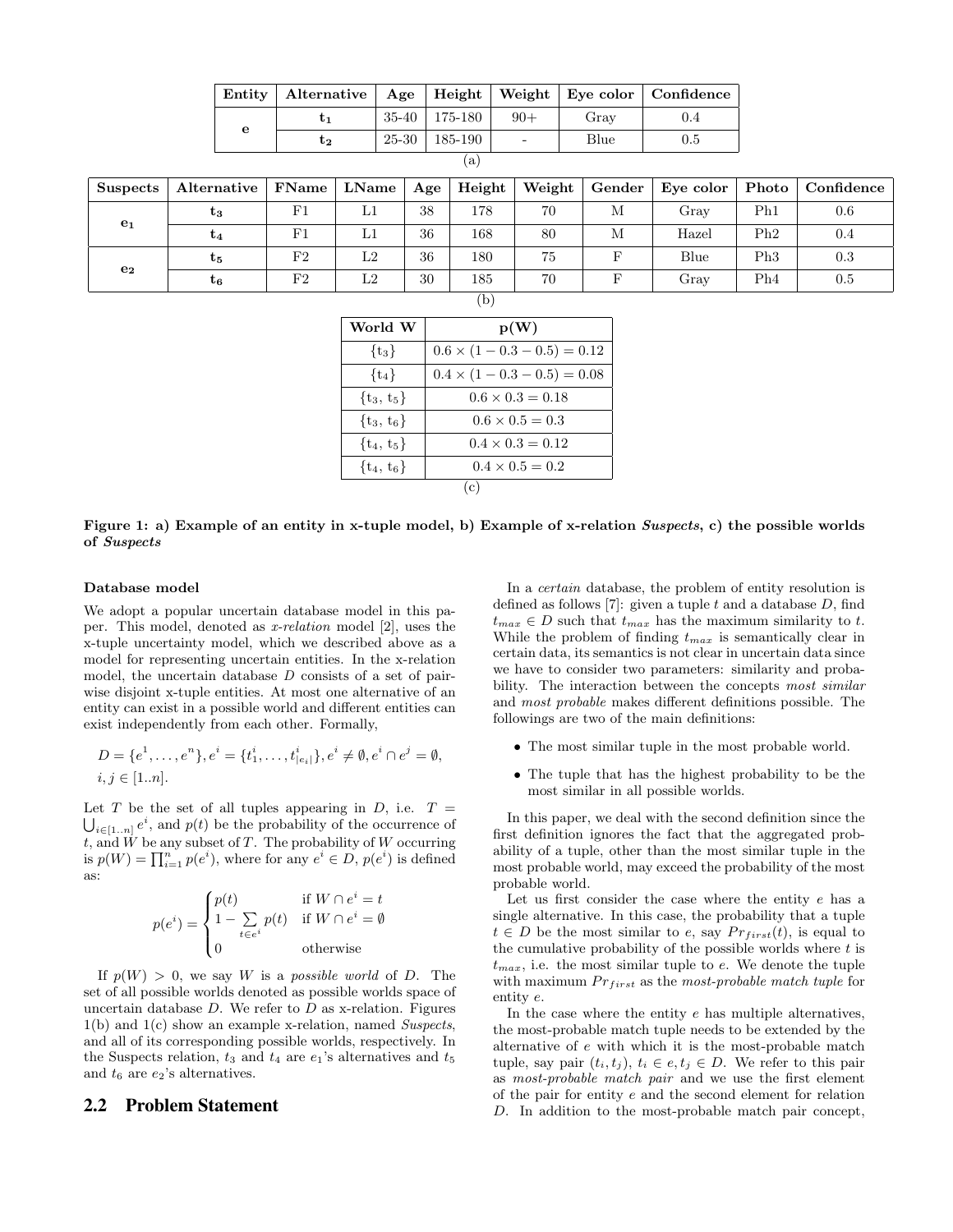| Entity | Alternative | Age | Height | Weight | Eye color | Confidence |
|---|---|---|---|---|---|---|
| **e** | $\mathbf{t_1}$ | 35-40 | 175-180 | 90+ | Gray | 0.4 |
| | $\mathbf{t_2}$ | 25-30 | 185-190 | - | Blue | 0.5 |

(a)

| Suspects | Alternative | FName | LName | Age | Height | Weight | Gender | Eye color | Photo | Confidence |
|---|---|---|---|---|---|---|---|---|---|---|
| $\mathbf{e_1}$ | $\mathbf{t_3}$ | F1 | L1 | 38 | 178 | 70 | M | Gray | Ph1 | 0.6 |
| | $\mathbf{t_4}$ | F1 | L1 | 36 | 168 | 80 | M | Hazel | Ph2 | 0.4 |
| $\mathbf{e_2}$ | $\mathbf{t_5}$ | F2 | L2 | 36 | 180 | 75 | F | Blue | Ph3 | 0.3 |
| | $\mathbf{t_6}$ | F2 | L2 | 30 | 185 | 70 | F | Gray | Ph4 | 0.5 |

(b)

| World W | p(W) |
|---|---|
| $\{t_3\}$ | $0.6 \times (1 - 0.3 - 0.5) = 0.12$ |
| $\{t_4\}$ | $0.4 \times (1 - 0.3 - 0.5) = 0.08$ |
| $\{t_3, t_5\}$ | $0.6 \times 0.3 = 0.18$ |
| $\{t_3, t_6\}$ | $0.6 \times 0.5 = 0.3$ |
| $\{t_4, t_5\}$ | $0.4 \times 0.3 = 0.12$ |
| $\{t_4, t_6\}$ | $0.4 \times 0.5 = 0.2$ |

(c)

**Figure 1: a) Example of an entity in x-tuple model, b) Example of x-relation *Suspects*, c) the possible worlds of *Suspects***

**Database model**

We adopt a popular uncertain database model in this paper. This model, denoted as *x-relation* model [2], uses the x-tuple uncertainty model, which we described above as a model for representing uncertain entities. In the x-relation model, the uncertain database $D$ consists of a set of pairwise disjoint x-tuple entities. At most one alternative of an entity can exist in a possible world and different entities can exist independently from each other. Formally,

$$D = \{e^1, \ldots, e^n\}, e^i = \{t_1^i, \ldots, t_{|e_i|}^i\}, e^i \neq \emptyset, e^i \cap e^j = \emptyset,$$
$$i, j \in [1..n].$$

Let $T$ be the set of all tuples appearing in $D$, i.e. $T = \bigcup_{i \in [1..n]} e^i$, and $p(t)$ be the probability of the occurrence of $t$, and $W$ be any subset of $T$. The probability of $W$ occurring is $p(W) = \prod_{i=1}^{n} p(e^i)$, where for any $e^i \in D$, $p(e^i)$ is defined as:

$$p(e^i) = \begin{cases} p(t) & \text{if } W \cap e^i = t \\ 1 - \sum_{t \in e^i} p(t) & \text{if } W \cap e^i = \emptyset \\ 0 & \text{otherwise} \end{cases}$$

If $p(W) > 0$, we say $W$ is a *possible world* of $D$. The set of all possible worlds denoted as possible worlds space of uncertain database $D$. We refer to $D$ as x-relation. Figures 1(b) and 1(c) show an example x-relation, named *Suspects*, and all of its corresponding possible worlds, respectively. In the Suspects relation, $t_3$ and $t_4$ are $e_1$'s alternatives and $t_5$ and $t_6$ are $e_2$'s alternatives.

## 2.2 Problem Statement

In a *certain* database, the problem of entity resolution is defined as follows [7]: given a tuple $t$ and a database $D$, find $t_{max} \in D$ such that $t_{max}$ has the maximum similarity to $t$. While the problem of finding $t_{max}$ is semantically clear in certain data, its semantics is not clear in uncertain data since we have to consider two parameters: similarity and probability. The interaction between the concepts *most similar* and *most probable* makes different definitions possible. The followings are two of the main definitions:

- The most similar tuple in the most probable world.
- The tuple that has the highest probability to be the most similar in all possible worlds.

In this paper, we deal with the second definition since the first definition ignores the fact that the aggregated probability of a tuple, other than the most similar tuple in the most probable world, may exceed the probability of the most probable world.

Let us first consider the case where the entity $e$ has a single alternative. In this case, the probability that a tuple $t \in D$ be the most similar to $e$, say $Pr_{first}(t)$, is equal to the cumulative probability of the possible worlds where $t$ is $t_{max}$, i.e. the most similar tuple to $e$. We denote the tuple with maximum $Pr_{first}$ as the *most-probable match tuple* for entity $e$.

In the case where the entity $e$ has multiple alternatives, the most-probable match tuple needs to be extended by the alternative of $e$ with which it is the most-probable match tuple, say pair $(t_i, t_j)$, $t_i \in e, t_j \in D$. We refer to this pair as *most-probable match pair* and we use the first element of the pair for entity $e$ and the second element for relation $D$. In addition to the most-probable match pair concept,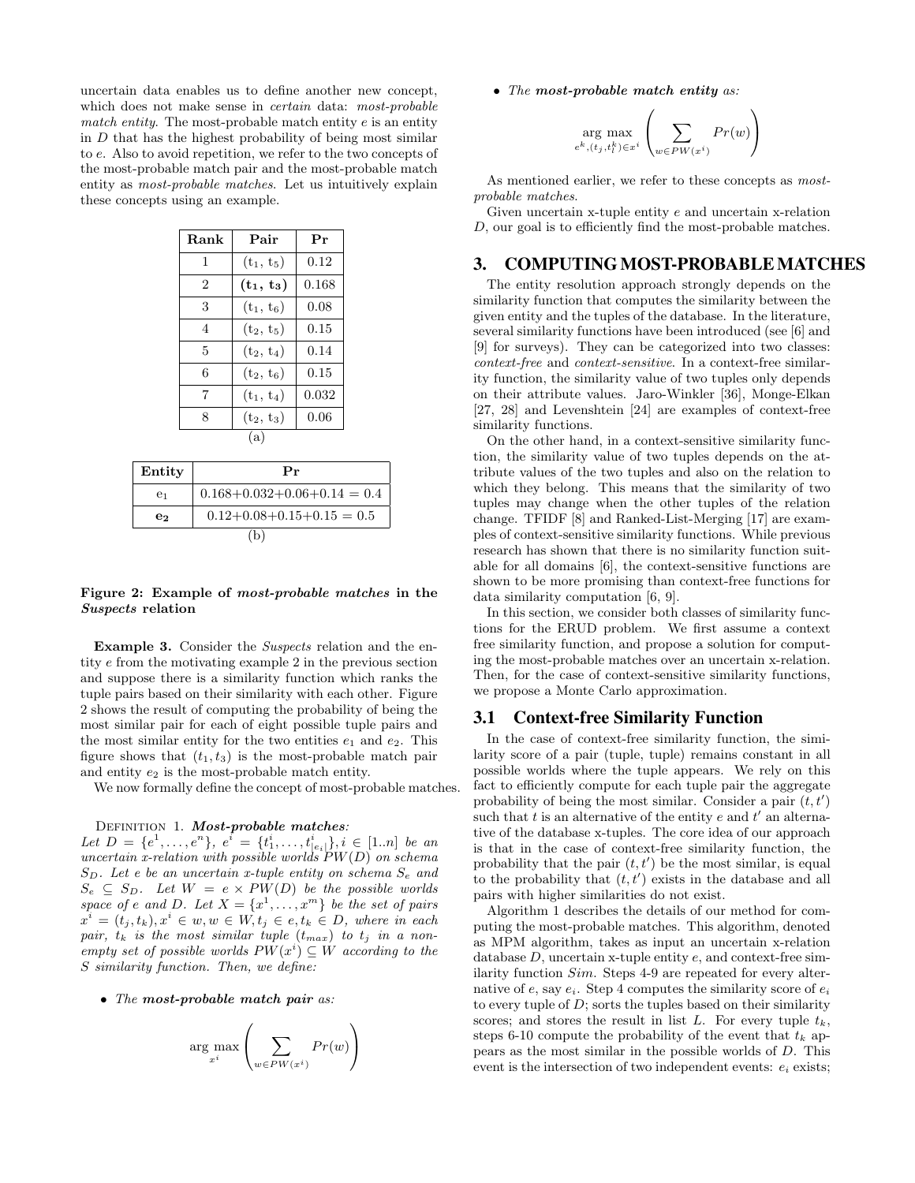uncertain data enables us to define another new concept, which does not make sense in *certain* data: *most-probable match entity*. The most-probable match entity $e$ is an entity in $D$ that has the highest probability of being most similar to $e$. Also to avoid repetition, we refer to the two concepts of the most-probable match pair and the most-probable match entity as *most-probable matches*. Let us intuitively explain these concepts using an example.

| Rank | Pair | Pr |
|---|---|---|
| 1 | ($t_1$, $t_5$) | 0.12 |
| 2 | **($t_1$, $t_3$)** | 0.168 |
| 3 | ($t_1$, $t_6$) | 0.08 |
| 4 | ($t_2$, $t_5$) | 0.15 |
| 5 | ($t_2$, $t_4$) | 0.14 |
| 6 | ($t_2$, $t_6$) | 0.15 |
| 7 | ($t_1$, $t_4$) | 0.032 |
| 8 | ($t_2$, $t_3$) | 0.06 |

(a)

| Entity | Pr |
|---|---|
| $e_1$ | 0.168+0.032+0.06+0.14 = 0.4 |
| $\mathbf{e_2}$ | 0.12+0.08+0.15+0.15 = 0.5 |

(b)

**Figure 2: Example of *most-probable matches* in the *Suspects* relation**

**Example 3.** Consider the *Suspects* relation and the entity $e$ from the motivating example 2 in the previous section and suppose there is a similarity function which ranks the tuple pairs based on their similarity with each other. Figure 2 shows the result of computing the probability of being the most similar pair for each of eight possible tuple pairs and the most similar entity for the two entities $e_1$ and $e_2$. This figure shows that $(t_1, t_3)$ is the most-probable match pair and entity $e_2$ is the most-probable match entity.

We now formally define the concept of most-probable matches.

Definition 1. ***Most-probable matches**:*
*Let $D = \{e^1, \ldots, e^n\}$, $e^i = \{t^i_1, \ldots, t^i_{|e_i|}\}, i \in [1..n]$ be an uncertain x-relation with possible worlds $PW(D)$ on schema $S_D$. Let $e$ be an uncertain x-tuple entity on schema $S_e$ and $S_e \subseteq S_D$. Let $W = e \times PW(D)$ be the possible worlds space of $e$ and $D$. Let $X = \{x^1, \ldots, x^m\}$ be the set of pairs $x^i = (t_j, t_k), x^i \in w, w \in W, t_j \in e, t_k \in D$, where in each pair, $t_k$ is the most similar tuple ($t_{max}$) to $t_j$ in a non-empty set of possible worlds $PW(x^i) \subseteq W$ according to the $S$ similarity function. Then, we define:*

- *The **most-probable match pair** as:*

$$\arg\max_{x^i} \left( \sum_{w \in PW(x^i)} Pr(w) \right)$$

- *The **most-probable match entity** as:*

$$\arg\max_{e^k, (t_j, t^k_l) \in x^i} \left( \sum_{w \in PW(x^i)} Pr(w) \right)$$

As mentioned earlier, we refer to these concepts as *most-probable matches*.

Given uncertain x-tuple entity $e$ and uncertain x-relation $D$, our goal is to efficiently find the most-probable matches.

## 3. COMPUTING MOST-PROBABLE MATCHES

The entity resolution approach strongly depends on the similarity function that computes the similarity between the given entity and the tuples of the database. In the literature, several similarity functions have been introduced (see [6] and [9] for surveys). They can be categorized into two classes: *context-free* and *context-sensitive*. In a context-free similarity function, the similarity value of two tuples only depends on their attribute values. Jaro-Winkler [36], Monge-Elkan [27, 28] and Levenshtein [24] are examples of context-free similarity functions.

On the other hand, in a context-sensitive similarity function, the similarity value of two tuples depends on the attribute values of the two tuples and also on the relation to which they belong. This means that the similarity of two tuples may change when the other tuples of the relation change. TFIDF [8] and Ranked-List-Merging [17] are examples of context-sensitive similarity functions. While previous research has shown that there is no similarity function suitable for all domains [6], the context-sensitive functions are shown to be more promising than context-free functions for data similarity computation [6, 9].

In this section, we consider both classes of similarity functions for the ERUD problem. We first assume a context free similarity function, and propose a solution for computing the most-probable matches over an uncertain x-relation. Then, for the case of context-sensitive similarity functions, we propose a Monte Carlo approximation.

### 3.1 Context-free Similarity Function

In the case of context-free similarity function, the similarity score of a pair (tuple, tuple) remains constant in all possible worlds where the tuple appears. We rely on this fact to efficiently compute for each tuple pair the aggregate probability of being the most similar. Consider a pair $(t, t')$ such that $t$ is an alternative of the entity $e$ and $t'$ an alternative of the database x-tuples. The core idea of our approach is that in the case of context-free similarity function, the probability that the pair $(t, t')$ be the most similar, is equal to the probability that $(t, t')$ exists in the database and all pairs with higher similarities do not exist.

Algorithm 1 describes the details of our method for computing the most-probable matches. This algorithm, denoted as MPM algorithm, takes as input an uncertain x-relation database $D$, uncertain x-tuple entity $e$, and context-free similarity function $Sim$. Steps 4-9 are repeated for every alternative of $e$, say $e_i$. Step 4 computes the similarity score of $e_i$ to every tuple of $D$; sorts the tuples based on their similarity scores; and stores the result in list $L$. For every tuple $t_k$, steps 6-10 compute the probability of the event that $t_k$ appears as the most similar in the possible worlds of $D$. This event is the intersection of two independent events: $e_i$ exists;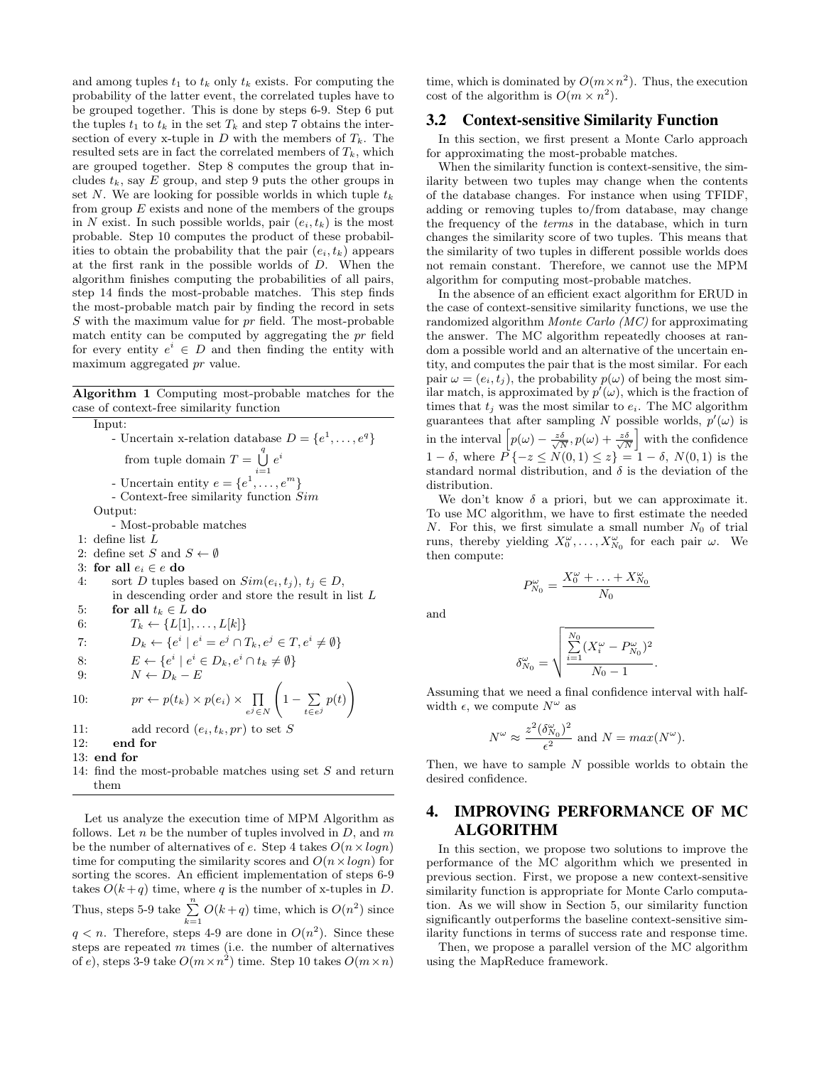and among tuples $t_1$ to $t_k$ only $t_k$ exists. For computing the probability of the latter event, the correlated tuples have to be grouped together. This is done by steps 6-9. Step 6 put the tuples $t_1$ to $t_k$ in the set $T_k$ and step 7 obtains the intersection of every x-tuple in $D$ with the members of $T_k$. The resulted sets are in fact the correlated members of $T_k$, which are grouped together. Step 8 computes the group that includes $t_k$, say $E$ group, and step 9 puts the other groups in set $N$. We are looking for possible worlds in which tuple $t_k$ from group $E$ exists and none of the members of the groups in $N$ exist. In such possible worlds, pair $(e_i, t_k)$ is the most probable. Step 10 computes the product of these probabilities to obtain the probability that the pair $(e_i, t_k)$ appears at the first rank in the possible worlds of $D$. When the algorithm finishes computing the probabilities of all pairs, step 14 finds the most-probable matches. This step finds the most-probable match pair by finding the record in sets $S$ with the maximum value for $pr$ field. The most-probable match entity can be computed by aggregating the $pr$ field for every entity $e^i \in D$ and then finding the entity with maximum aggregated $pr$ value.

**Algorithm 1** Computing most-probable matches for the case of context-free similarity function

Input:
- Uncertain x-relation database $D = \{e^1, \ldots, e^q\}$ from tuple domain $T = \bigcup_{i=1}^{q} e^i$
- Uncertain entity $e = \{e^1, \ldots, e^m\}$
- Context-free similarity function $Sim$

Output:
- Most-probable matches

1: define list $L$
2: define set $S$ and $S \leftarrow \emptyset$
3: **for all** $e_i \in e$ **do**
4: sort $D$ tuples based on $Sim(e_i, t_j)$, $t_j \in D$, in descending order and store the result in list $L$
5: **for all** $t_k \in L$ **do**
6: $T_k \leftarrow \{L[1], \ldots, L[k]\}$
7: $D_k \leftarrow \{e^i \mid e^i = e^j \cap T_k, e^j \in T, e^i \neq \emptyset\}$
8: $E \leftarrow \{e^i \mid e^i \in D_k, e^i \cap t_k \neq \emptyset\}$
9: $N \leftarrow D_k - E$
10: $pr \leftarrow p(t_k) \times p(e_i) \times \prod_{e^j \in N} \left(1 - \sum_{t \in e^j} p(t)\right)$
11: add record $(e_i, t_k, pr)$ to set $S$
12: **end for**
13: **end for**
14: find the most-probable matches using set $S$ and return them

Let us analyze the execution time of MPM Algorithm as follows. Let $n$ be the number of tuples involved in $D$, and $m$ be the number of alternatives of $e$. Step 4 takes $O(n \times logn)$ time for computing the similarity scores and $O(n \times logn)$ for sorting the scores. An efficient implementation of steps 6-9 takes $O(k+q)$ time, where $q$ is the number of x-tuples in $D$. Thus, steps 5-9 take $\sum_{k=1}^{n} O(k+q)$ time, which is $O(n^2)$ since $q < n$. Therefore, steps 4-9 are done in $O(n^2)$. Since these steps are repeated $m$ times (i.e. the number of alternatives of $e$), steps 3-9 take $O(m \times n^2)$ time. Step 10 takes $O(m \times n)$ time, which is dominated by $O(m \times n^2)$. Thus, the execution cost of the algorithm is $O(m \times n^2)$.

## 3.2 Context-sensitive Similarity Function

In this section, we first present a Monte Carlo approach for approximating the most-probable matches.

When the similarity function is context-sensitive, the similarity between two tuples may change when the contents of the database changes. For instance when using TFIDF, adding or removing tuples to/from database, may change the frequency of the *terms* in the database, which in turn changes the similarity score of two tuples. This means that the similarity of two tuples in different possible worlds does not remain constant. Therefore, we cannot use the MPM algorithm for computing most-probable matches.

In the absence of an efficient exact algorithm for ERUD in the case of context-sensitive similarity functions, we use the randomized algorithm *Monte Carlo (MC)* for approximating the answer. The MC algorithm repeatedly chooses at random a possible world and an alternative of the uncertain entity, and computes the pair that is the most similar. For each pair $\omega = (e_i, t_j)$, the probability $p(\omega)$ of being the most similar match, is approximated by $p'(\omega)$, which is the fraction of times that $t_j$ was the most similar to $e_i$. The MC algorithm guarantees that after sampling $N$ possible worlds, $p'(\omega)$ is in the interval $\left[p(\omega) - \frac{z\delta}{\sqrt{N}}, p(\omega) + \frac{z\delta}{\sqrt{N}}\right]$ with the confidence $1 - \delta$, where $P\{-z \leq N(0,1) \leq z\} = 1 - \delta$, $N(0,1)$ is the standard normal distribution, and $\delta$ is the deviation of the distribution.

We don't know $\delta$ a priori, but we can approximate it. To use MC algorithm, we have to first estimate the needed $N$. For this, we first simulate a small number $N_0$ of trial runs, thereby yielding $X_0^\omega, \ldots, X_{N_0}^\omega$ for each pair $\omega$. We then compute:

$$P_{N_0}^\omega = \frac{X_0^\omega + \ldots + X_{N_0}^\omega}{N_0}$$

and

$$\delta_{N_0}^\omega = \sqrt{\frac{\sum_{i=1}^{N_0} (X_i^\omega - P_{N_0}^\omega)^2}{N_0 - 1}}.$$

Assuming that we need a final confidence interval with half-width $\epsilon$, we compute $N^\omega$ as

$$N^\omega \approx \frac{z^2 (\delta_{N_0}^\omega)^2}{\epsilon^2} \text{ and } N = max(N^\omega).$$

Then, we have to sample $N$ possible worlds to obtain the desired confidence.

# 4. IMPROVING PERFORMANCE OF MC ALGORITHM

In this section, we propose two solutions to improve the performance of the MC algorithm which we presented in previous section. First, we propose a new context-sensitive similarity function is appropriate for Monte Carlo computation. As we will show in Section 5, our similarity function significantly outperforms the baseline context-sensitive similarity functions in terms of success rate and response time.

Then, we propose a parallel version of the MC algorithm using the MapReduce framework.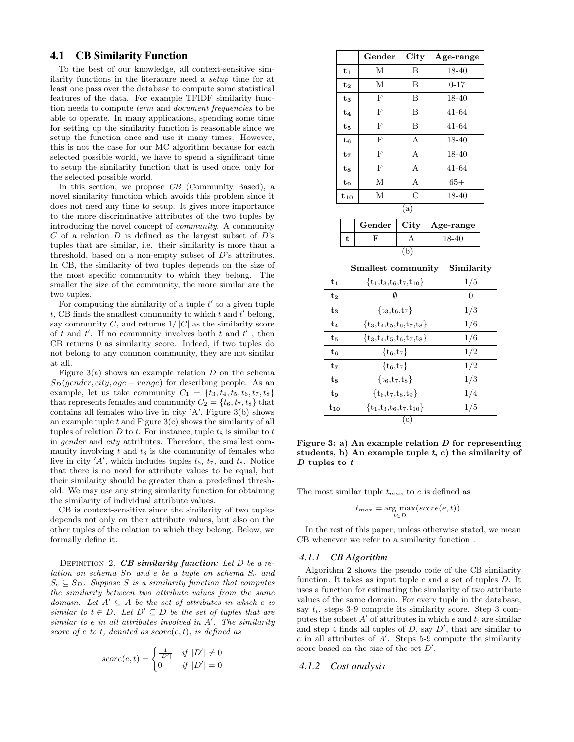### 4.1 CB Similarity Function

To the best of our knowledge, all context-sensitive similarity functions in the literature need a *setup* time for at least one pass over the database to compute some statistical features of the data. For example TFIDF similarity function needs to compute *term* and *document frequencies* to be able to operate. In many applications, spending some time for setting up the similarity function is reasonable since we setup the function once and use it many times. However, this is not the case for our MC algorithm because for each selected possible world, we have to spend a significant time to setup the similarity function that is used once, only for the selected possible world.

In this section, we propose *CB* (Community Based), a novel similarity function which avoids this problem since it does not need any time to setup. It gives more importance to the more discriminative attributes of the two tuples by introducing the novel concept of *community*. A community $C$ of a relation $D$ is defined as the largest subset of $D$'s tuples that are similar, i.e. their similarity is more than a threshold, based on a non-empty subset of $D$'s attributes. In CB, the similarity of two tuples depends on the size of the most specific community to which they belong. The smaller the size of the community, the more similar are the two tuples.

For computing the similarity of a tuple $t'$ to a given tuple $t$, CB finds the smallest community to which $t$ and $t'$ belong, say community $C$, and returns $1/|C|$ as the similarity score of $t$ and $t'$. If no community involves both $t$ and $t'$, then CB returns 0 as similarity score. Indeed, if two tuples do not belong to any common community, they are not similar at all.

Figure 3(a) shows an example relation $D$ on the schema $S_D(gender, city, age-range)$ for describing people. As an example, let us take community $C_1 = \{t_3, t_4, t_5, t_6, t_7, t_8\}$ that represents females and community $C_2 = \{t_6, t_7, t_8\}$ that contains all females who live in city 'A'. Figure 3(b) shows an example tuple $t$ and Figure 3(c) shows the similarity of all tuples of relation $D$ to $t$. For instance, tuple $t_8$ is similar to $t$ in *gender* and *city* attributes. Therefore, the smallest community involving $t$ and $t_8$ is the community of females who live in city $'A'$, which includes tuples $t_6$, $t_7$, and $t_8$. Notice that there is no need for attribute values to be equal, but their similarity should be greater than a predefined threshold. We may use any string similarity function for obtaining the similarity of individual attribute values.

CB is context-sensitive since the similarity of two tuples depends not only on their attribute values, but also on the other tuples of the relation to which they belong. Below, we formally define it.

DEFINITION 2. ***CB similarity function**: Let $D$ be a relation on schema $S_D$ and $e$ be a tuple on schema $S_e$ and $S_e \subseteq S_D$. Suppose $S$ is a similarity function that computes the similarity between two attribute values from the same domain. Let $A' \subseteq A$ be the set of attributes in which $e$ is similar to $t \in D$. Let $D' \subseteq D$ be the set of tuples that are similar to $e$ in all attributes involved in $A'$. The similarity score of $e$ to $t$, denoted as $score(e, t)$, is defined as*

$$score(e, t) = \begin{cases} \frac{1}{|D'|} & if\ |D'| \neq 0 \\ 0 & if\ |D'| = 0 \end{cases}$$

| | Gender | City | Age-range |
|---|---|---|---|
| $t_1$ | M | B | 18-40 |
| $t_2$ | M | B | 0-17 |
| $t_3$ | F | B | 18-40 |
| $t_4$ | F | B | 41-64 |
| $t_5$ | F | B | 41-64 |
| $t_6$ | F | A | 18-40 |
| $t_7$ | F | A | 18-40 |
| $t_8$ | F | A | 41-64 |
| $t_9$ | M | A | 65+ |
| $t_{10}$ | M | C | 18-40 |

(a)

| | Gender | City | Age-range |
|---|---|---|---|
| $t$ | F | A | 18-40 |

(b)

| | Smallest community | Similarity |
|---|---|---|
| $t_1$ | $\{t_1,t_3,t_6,t_7,t_{10}\}$ | 1/5 |
| $t_2$ | $\emptyset$ | 0 |
| $t_3$ | $\{t_3,t_6,t_7\}$ | 1/3 |
| $t_4$ | $\{t_3,t_4,t_5,t_6,t_7,t_8\}$ | 1/6 |
| $t_5$ | $\{t_3,t_4,t_5,t_6,t_7,t_8\}$ | 1/6 |
| $t_6$ | $\{t_6,t_7\}$ | 1/2 |
| $t_7$ | $\{t_6,t_7\}$ | 1/2 |
| $t_8$ | $\{t_6,t_7,t_8\}$ | 1/3 |
| $t_9$ | $\{t_6,t_7,t_8,t_9\}$ | 1/4 |
| $t_{10}$ | $\{t_1,t_3,t_6,t_7,t_{10}\}$ | 1/5 |

(c)

**Figure 3: a) An example relation $D$ for representing students, b) An example tuple $t$, c) the similarity of $D$ tuples to $t$**

The most similar tuple $t_{max}$ to $e$ is defined as

$$t_{max} = \arg\max_{t \in D}(score(e, t)).$$

In the rest of this paper, unless otherwise stated, we mean CB whenever we refer to a similarity function .

#### 4.1.1 CB Algorithm

Algorithm 2 shows the pseudo code of the CB similarity function. It takes as input tuple $e$ and a set of tuples $D$. It uses a function for estimating the similarity of two attribute values of the same domain. For every tuple in the database, say $t_i$, steps 3-9 compute its similarity score. Step 3 computes the subset $A'$ of attributes in which $e$ and $t_i$ are similar and step 4 finds all tuples of $D$, say $D'$, that are similar to $e$ in all attributes of $A'$. Steps 5-9 compute the similarity score based on the size of the set $D'$.

#### 4.1.2 Cost analysis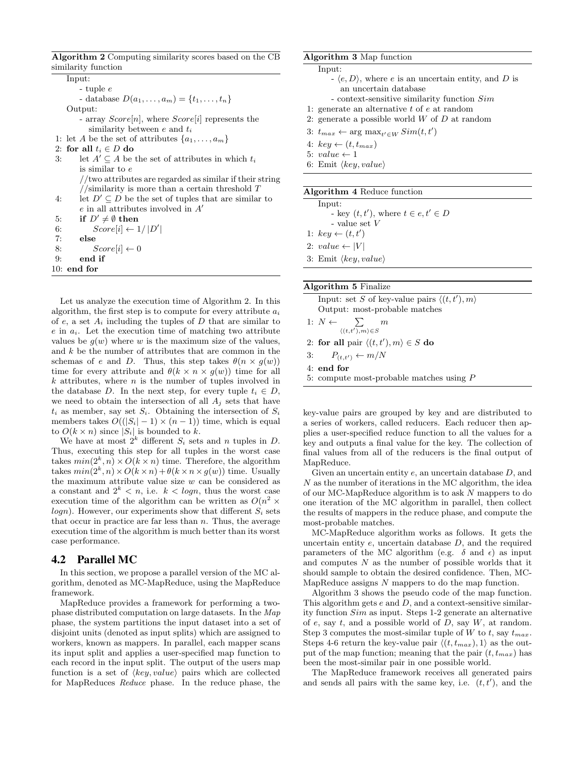**Algorithm 2** Computing similarity scores based on the CB similarity function

```
   Input:
       - tuple e
       - database D(a_1, ..., a_m) = {t_1, ..., t_n}
   Output:
       - array Score[n], where Score[i] represents the
         similarity between e and t_i
1: let A be the set of attributes {a_1, ..., a_m}
2: for all t_i ∈ D do
3:     let A' ⊆ A be the set of attributes in which t_i
       is similar to e
       //two attributes are regarded as similar if their string
       //similarity is more than a certain threshold T
4:     let D' ⊆ D be the set of tuples that are similar to
       e in all attributes involved in A'
5:     if D' ≠ ∅ then
6:         Score[i] ← 1/|D'|
7:     else
8:         Score[i] ← 0
9:     end if
10: end for
```

Let us analyze the execution time of Algorithm 2. In this algorithm, the first step is to compute for every attribute $a_i$ of $e$, a set $A_i$ including the tuples of $D$ that are similar to $e$ in $a_i$. Let the execution time of matching two attribute values be $g(w)$ where $w$ is the maximum size of the values, and $k$ be the number of attributes that are common in the schemas of $e$ and $D$. Thus, this step takes $\theta(n \times g(w))$ time for every attribute and $\theta(k \times n \times g(w))$ time for all $k$ attributes, where $n$ is the number of tuples involved in the database $D$. In the next step, for every tuple $t_i \in D$, we need to obtain the intersection of all $A_j$ sets that have $t_i$ as member, say set $S_i$. Obtaining the intersection of $S_i$ members takes $O((|S_i| - 1) \times (n-1))$ time, which is equal to $O(k \times n)$ since $|S_i|$ is bounded to $k$.

We have at most $2^k$ different $S_i$ sets and $n$ tuples in $D$. Thus, executing this step for all tuples in the worst case takes $min(2^k, n) \times O(k \times n)$ time. Therefore, the algorithm takes $min(2^k, n) \times O(k \times n) + \theta(k \times n \times g(w))$ time. Usually the maximum attribute value size $w$ can be considered as a constant and $2^k < n$, i.e. $k < logn$, thus the worst case execution time of the algorithm can be written as $O(n^2 \times logn)$. However, our experiments show that different $S_i$ sets that occur in practice are far less than $n$. Thus, the average execution time of the algorithm is much better than its worst case performance.

## 4.2 Parallel MC

In this section, we propose a parallel version of the MC algorithm, denoted as MC-MapReduce, using the MapReduce framework.

MapReduce provides a framework for performing a two-phase distributed computation on large datasets. In the *Map* phase, the system partitions the input dataset into a set of disjoint units (denoted as input splits) which are assigned to workers, known as mappers. In parallel, each mapper scans its input split and applies a user-specified map function to each record in the input split. The output of the users map function is a set of $\langle key, value \rangle$ pairs which are collected for MapReduces *Reduce* phase. In the reduce phase, the key-value pairs are grouped by key and are distributed to a series of workers, called reducers. Each reducer then applies a user-specified reduce function to all the values for a key and outputs a final value for the key. The collection of final values from all of the reducers is the final output of MapReduce.

**Algorithm 3** Map function

```
   Input:
       - ⟨e, D⟩, where e is an uncertain entity, and D is
         an uncertain database
       - context-sensitive similarity function Sim
1: generate an alternative t of e at random
2: generate a possible world W of D at random
3: t_max ← arg max_{t'∈W} Sim(t, t')
4: key ← (t, t_max)
5: value ← 1
6: Emit ⟨key, value⟩
```

**Algorithm 4** Reduce function

```
   Input:
       - key (t, t'), where t ∈ e, t' ∈ D
       - value set V
1: key ← (t, t')
2: value ← |V|
3: Emit ⟨key, value⟩
```

**Algorithm 5** Finalize

```
   Input: set S of key-value pairs ⟨(t, t'), m⟩
   Output: most-probable matches
1: N ← Σ_{⟨(t,t'),m⟩∈S} m
2: for all pair ⟨(t, t'), m⟩ ∈ S do
3:     P_⟨t,t'⟩ ← m/N
4: end for
5: compute most-probable matches using P
```

Given an uncertain entity $e$, an uncertain database $D$, and $N$ as the number of iterations in the MC algorithm, the idea of our MC-MapReduce algorithm is to ask $N$ mappers to do one iteration of the MC algorithm in parallel, then collect the results of mappers in the reduce phase, and compute the most-probable matches.

MC-MapReduce algorithm works as follows. It gets the uncertain entity $e$, uncertain database $D$, and the required parameters of the MC algorithm (e.g. $\delta$ and $\epsilon$) as input and computes $N$ as the number of possible worlds that it should sample to obtain the desired confidence. Then, MC-MapReduce assigns $N$ mappers to do the map function.

Algorithm 3 shows the pseudo code of the map function. This algorithm gets $e$ and $D$, and a context-sensitive similarity function $Sim$ as input. Steps 1-2 generate an alternative of $e$, say $t$, and a possible world of $D$, say $W$, at random. Step 3 computes the most-similar tuple of $W$ to $t$, say $t_{max}$. Steps 4-6 return the key-value pair $\langle (t, t_{max}), 1 \rangle$ as the output of the map function; meaning that the pair $(t, t_{max})$ has been the most-similar pair in one possible world.

The MapReduce framework receives all generated pairs and sends all pairs with the same key, i.e. $(t, t')$, and the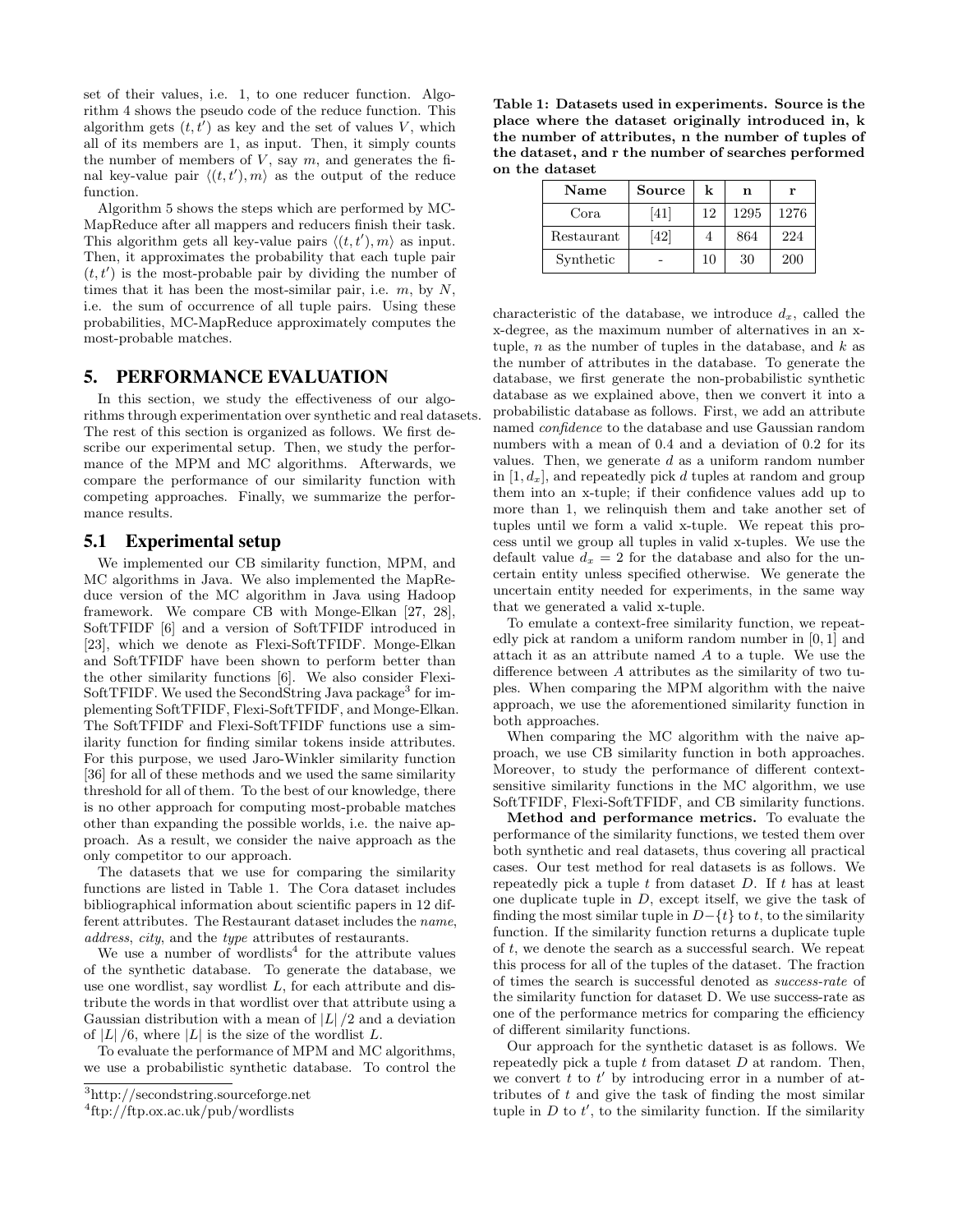set of their values, i.e. 1, to one reducer function. Algorithm 4 shows the pseudo code of the reduce function. This algorithm gets $(t, t')$ as key and the set of values $V$, which all of its members are 1, as input. Then, it simply counts the number of members of $V$, say $m$, and generates the final key-value pair $\langle (t, t'), m \rangle$ as the output of the reduce function.

Algorithm 5 shows the steps which are performed by MC-MapReduce after all mappers and reducers finish their task. This algorithm gets all key-value pairs $\langle (t, t'), m \rangle$ as input. Then, it approximates the probability that each tuple pair $(t, t')$ is the most-probable pair by dividing the number of times that it has been the most-similar pair, i.e. $m$, by $N$, i.e. the sum of occurrence of all tuple pairs. Using these probabilities, MC-MapReduce approximately computes the most-probable matches.

## 5. PERFORMANCE EVALUATION

In this section, we study the effectiveness of our algorithms through experimentation over synthetic and real datasets. The rest of this section is organized as follows. We first describe our experimental setup. Then, we study the performance of the MPM and MC algorithms. Afterwards, we compare the performance of our similarity function with competing approaches. Finally, we summarize the performance results.

### 5.1 Experimental setup

We implemented our CB similarity function, MPM, and MC algorithms in Java. We also implemented the MapReduce version of the MC algorithm in Java using Hadoop framework. We compare CB with Monge-Elkan [27, 28], SoftTFIDF [6] and a version of SoftTFIDF introduced in [23], which we denote as Flexi-SoftTFIDF. Monge-Elkan and SoftTFIDF have been shown to perform better than the other similarity functions [6]. We also consider Flexi-SoftTFIDF. We used the SecondString Java package[3] for implementing SoftTFIDF, Flexi-SoftTFIDF, and Monge-Elkan. The SoftTFIDF and Flexi-SoftTFIDF functions use a similarity function for finding similar tokens inside attributes. For this purpose, we used Jaro-Winkler similarity function [36] for all of these methods and we used the same similarity threshold for all of them. To the best of our knowledge, there is no other approach for computing most-probable matches other than expanding the possible worlds, i.e. the naive approach. As a result, we consider the naive approach as the only competitor to our approach.

The datasets that we use for comparing the similarity functions are listed in Table 1. The Cora dataset includes bibliographical information about scientific papers in 12 different attributes. The Restaurant dataset includes the *name*, *address*, *city*, and the *type* attributes of restaurants.

We use a number of wordlists[4] for the attribute values of the synthetic database. To generate the database, we use one wordlist, say wordlist $L$, for each attribute and distribute the words in that wordlist over that attribute using a Gaussian distribution with a mean of $|L|/2$ and a deviation of $|L|/6$, where $|L|$ is the size of the wordlist $L$.

To evaluate the performance of MPM and MC algorithms, we use a probabilistic synthetic database. To control the characteristic of the database, we introduce $d_x$, called the x-degree, as the maximum number of alternatives in an x-tuple, $n$ as the number of tuples in the database, and $k$ as the number of attributes in the database. To generate the database, we first generate the non-probabilistic synthetic database as we explained above, then we convert it into a probabilistic database as follows. First, we add an attribute named *confidence* to the database and use Gaussian random numbers with a mean of 0.4 and a deviation of 0.2 for its values. Then, we generate $d$ as a uniform random number in $[1, d_x]$, and repeatedly pick $d$ tuples at random and group them into an x-tuple; if their confidence values add up to more than 1, we relinquish them and take another set of tuples until we form a valid x-tuple. We repeat this process until we group all tuples in valid x-tuples. We use the default value $d_x = 2$ for the database and also for the uncertain entity unless specified otherwise. We generate the uncertain entity needed for experiments, in the same way that we generated a valid x-tuple.

**Table 1: Datasets used in experiments. Source is the place where the dataset originally introduced in, k the number of attributes, n the number of tuples of the dataset, and r the number of searches performed on the dataset**

| Name | Source | k | n | r |
|---|---|---|---|---|
| Cora | [41] | 12 | 1295 | 1276 |
| Restaurant | [42] | 4 | 864 | 224 |
| Synthetic | - | 10 | 30 | 200 |

To emulate a context-free similarity function, we repeatedly pick at random a uniform random number in $[0, 1]$ and attach it as an attribute named $A$ to a tuple. We use the difference between $A$ attributes as the similarity of two tuples. When comparing the MPM algorithm with the naive approach, we use the aforementioned similarity function in both approaches.

When comparing the MC algorithm with the naive approach, we use CB similarity function in both approaches. Moreover, to study the performance of different context-sensitive similarity functions in the MC algorithm, we use SoftTFIDF, Flexi-SoftTFIDF, and CB similarity functions.

**Method and performance metrics.** To evaluate the performance of the similarity functions, we tested them over both synthetic and real datasets, thus covering all practical cases. Our test method for real datasets is as follows. We repeatedly pick a tuple $t$ from dataset $D$. If $t$ has at least one duplicate tuple in $D$, except itself, we give the task of finding the most similar tuple in $D - \{t\}$ to $t$, to the similarity function. If the similarity function returns a duplicate tuple of $t$, we denote the search as a successful search. We repeat this process for all of the tuples of the dataset. The fraction of times the search is successful denoted as *success-rate* of the similarity function for dataset D. We use success-rate as one of the performance metrics for comparing the efficiency of different similarity functions.

Our approach for the synthetic dataset is as follows. We repeatedly pick a tuple $t$ from dataset $D$ at random. Then, we convert $t$ to $t'$ by introducing error in a number of attributes of $t$ and give the task of finding the most similar tuple in $D$ to $t'$, to the similarity function. If the similarity

[3] http://secondstring.sourceforge.net

[4] ftp://ftp.ox.ac.uk/pub/wordlists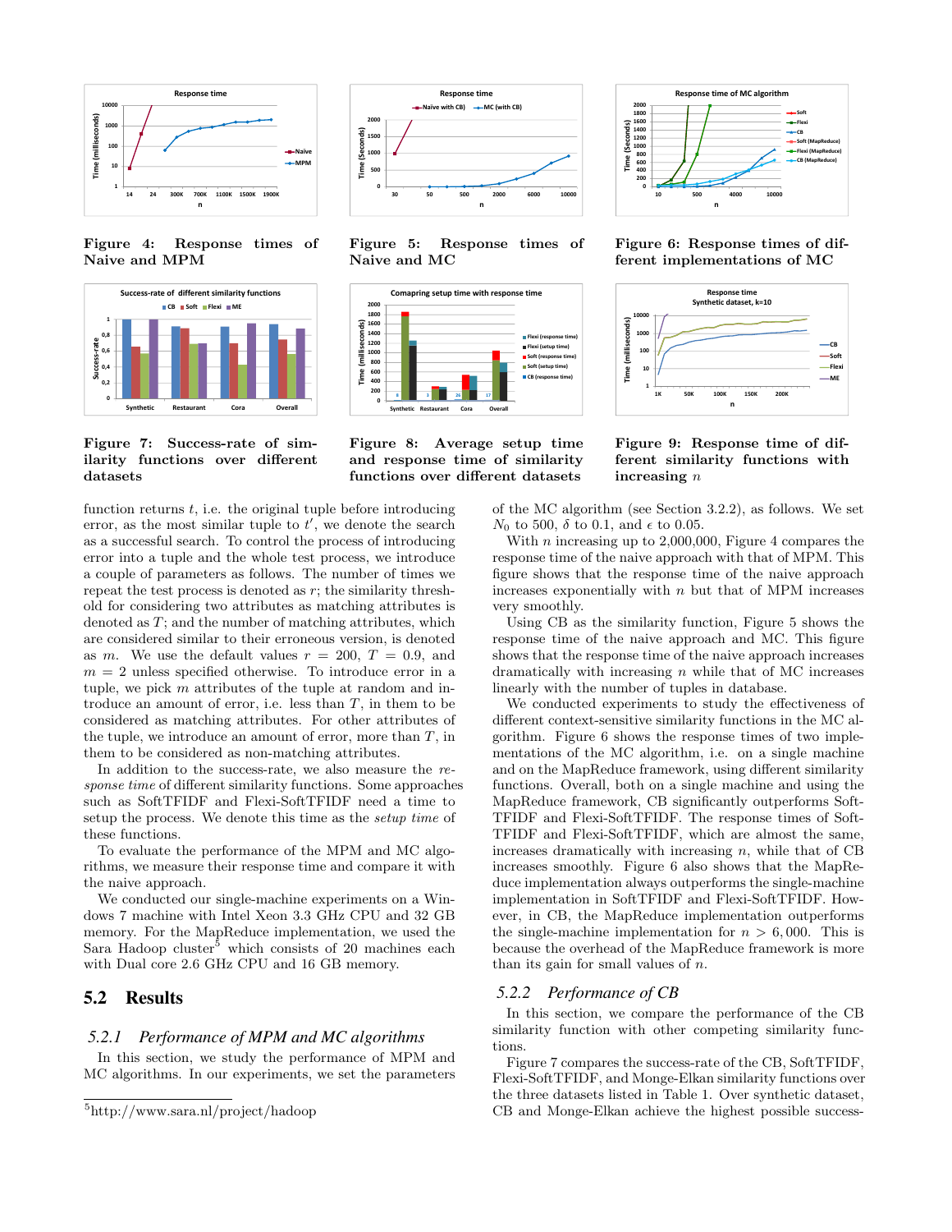Figure 4: Response times of Naive and MPM

Figure 5: Response times of Naive and MC

Figure 6: Response times of different implementations of MC

Figure 7: Success-rate of similarity functions over different datasets

Figure 8: Average setup time and response time of similarity functions over different datasets

Figure 9: Response time of different similarity functions with increasing $n$

function returns $t$, i.e. the original tuple before introducing error, as the most similar tuple to $t'$, we denote the search as a successful search. To control the process of introducing error into a tuple and the whole test process, we introduce a couple of parameters as follows. The number of times we repeat the test process is denoted as $r$; the similarity threshold for considering two attributes as matching attributes is denoted as $T$; and the number of matching attributes, which are considered similar to their erroneous version, is denoted as $m$. We use the default values $r = 200$, $T = 0.9$, and $m = 2$ unless specified otherwise. To introduce error in a tuple, we pick $m$ attributes of the tuple at random and introduce an amount of error, i.e. less than $T$, in them to be considered as matching attributes. For other attributes of the tuple, we introduce an amount of error, more than $T$, in them to be considered as non-matching attributes.

In addition to the success-rate, we also measure the *response time* of different similarity functions. Some approaches such as SoftTFIDF and Flexi-SoftTFIDF need a time to setup the process. We denote this time as the *setup time* of these functions.

To evaluate the performance of the MPM and MC algorithms, we measure their response time and compare it with the naive approach.

We conducted our single-machine experiments on a Windows 7 machine with Intel Xeon 3.3 GHz CPU and 32 GB memory. For the MapReduce implementation, we used the Sara Hadoop cluster[5] which consists of 20 machines each with Dual core 2.6 GHz CPU and 16 GB memory.

## 5.2 Results

### 5.2.1 Performance of MPM and MC algorithms

In this section, we study the performance of MPM and MC algorithms. In our experiments, we set the parameters of the MC algorithm (see Section 3.2.2), as follows. We set $N_0$ to 500, $\delta$ to 0.1, and $\epsilon$ to 0.05.

With $n$ increasing up to 2,000,000, Figure 4 compares the response time of the naive approach with that of MPM. This figure shows that the response time of the naive approach increases exponentially with $n$ but that of MPM increases very smoothly.

Using CB as the similarity function, Figure 5 shows the response time of the naive approach and MC. This figure shows that the response time of the naive approach increases dramatically with increasing $n$ while that of MC increases linearly with the number of tuples in database.

We conducted experiments to study the effectiveness of different context-sensitive similarity functions in the MC algorithm. Figure 6 shows the response times of two implementations of the MC algorithm, i.e. on a single machine and on the MapReduce framework, using different similarity functions. Overall, both on a single machine and using the MapReduce framework, CB significantly outperforms SoftTFIDF and Flexi-SoftTFIDF. The response times of SoftTFIDF and Flexi-SoftTFIDF, which are almost the same, increases dramatically with increasing $n$, while that of CB increases smoothly. Figure 6 also shows that the MapReduce implementation always outperforms the single-machine implementation in SoftTFIDF and Flexi-SoftTFIDF. However, in CB, the MapReduce implementation outperforms the single-machine implementation for $n > 6,000$. This is because the overhead of the MapReduce framework is more than its gain for small values of $n$.

### 5.2.2 Performance of CB

In this section, we compare the performance of the CB similarity function with other competing similarity functions.

Figure 7 compares the success-rate of the CB, SoftTFIDF, Flexi-SoftTFIDF, and Monge-Elkan similarity functions over the three datasets listed in Table 1. Over synthetic dataset, CB and Monge-Elkan achieve the highest possible success-

[5]http://www.sara.nl/project/hadoop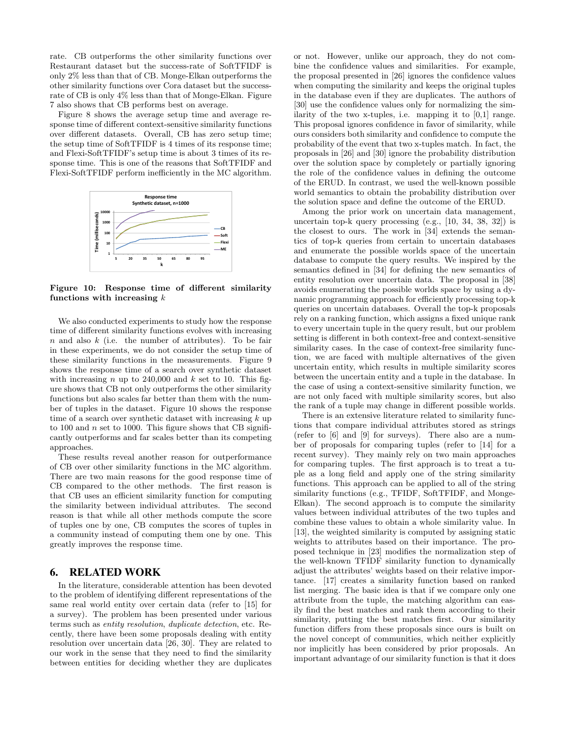rate. CB outperforms the other similarity functions over Restaurant dataset but the success-rate of SoftTFIDF is only 2% less than that of CB. Monge-Elkan outperforms the other similarity functions over Cora dataset but the success-rate of CB is only 4% less than that of Monge-Elkan. Figure 7 also shows that CB performs best on average.

Figure 8 shows the average setup time and average response time of different context-sensitive similarity functions over different datasets. Overall, CB has zero setup time; the setup time of SoftTFIDF is 4 times of its response time; and Flexi-SoftTFIDF's setup time is about 3 times of its response time. This is one of the reasons that SoftTFIDF and Flexi-SoftTFIDF perform inefficiently in the MC algorithm.

**Figure 10: Response time of different similarity functions with increasing $k$**

We also conducted experiments to study how the response time of different similarity functions evolves with increasing $n$ and also $k$ (i.e. the number of attributes). To be fair in these experiments, we do not consider the setup time of these similarity functions in the measurements. Figure 9 shows the response time of a search over synthetic dataset with increasing $n$ up to 240,000 and $k$ set to 10. This figure shows that CB not only outperforms the other similarity functions but also scales far better than them with the number of tuples in the dataset. Figure 10 shows the response time of a search over synthetic dataset with increasing $k$ up to 100 and $n$ set to 1000. This figure shows that CB significantly outperforms and far scales better than its competing approaches.

These results reveal another reason for outperformance of CB over other similarity functions in the MC algorithm. There are two main reasons for the good response time of CB compared to the other methods. The first reason is that CB uses an efficient similarity function for computing the similarity between individual attributes. The second reason is that while all other methods compute the score of tuples one by one, CB computes the scores of tuples in a community instead of computing them one by one. This greatly improves the response time.

## 6. RELATED WORK

In the literature, considerable attention has been devoted to the problem of identifying different representations of the same real world entity over certain data (refer to [15] for a survey). The problem has been presented under various terms such as *entity resolution*, *duplicate detection*, etc. Recently, there have been some proposals dealing with entity resolution over uncertain data [26, 30]. They are related to our work in the sense that they need to find the similarity between entities for deciding whether they are duplicates or not. However, unlike our approach, they do not combine the confidence values and similarities. For example, the proposal presented in [26] ignores the confidence values when computing the similarity and keeps the original tuples in the database even if they are duplicates. The authors of [30] use the confidence values only for normalizing the similarity of the two x-tuples, i.e. mapping it to [0,1] range. This proposal ignores confidence in favor of similarity, while ours considers both similarity and confidence to compute the probability of the event that two x-tuples match. In fact, the proposals in [26] and [30] ignore the probability distribution over the solution space by completely or partially ignoring the role of the confidence values in defining the outcome of the ERUD. In contrast, we used the well-known possible world semantics to obtain the probability distribution over the solution space and define the outcome of the ERUD.

Among the prior work on uncertain data management, uncertain top-k query processing (e.g., [10, 34, 38, 32]) is the closest to ours. The work in [34] extends the semantics of top-k queries from certain to uncertain databases and enumerate the possible worlds space of the uncertain database to compute the query results. We inspired by the semantics defined in [34] for defining the new semantics of entity resolution over uncertain data. The proposal in [38] avoids enumerating the possible worlds space by using a dynamic programming approach for efficiently processing top-k queries on uncertain databases. Overall the top-k proposals rely on a ranking function, which assigns a fixed unique rank to every uncertain tuple in the query result, but our problem setting is different in both context-free and context-sensitive similarity cases. In the case of context-free similarity function, we are faced with multiple alternatives of the given uncertain entity, which results in multiple similarity scores between the uncertain entity and a tuple in the database. In the case of using a context-sensitive similarity function, we are not only faced with multiple similarity scores, but also the rank of a tuple may change in different possible worlds.

There is an extensive literature related to similarity functions that compare individual attributes stored as strings (refer to [6] and [9] for surveys). There also are a number of proposals for comparing tuples (refer to [14] for a recent survey). They mainly rely on two main approaches for comparing tuples. The first approach is to treat a tuple as a long field and apply one of the string similarity functions. This approach can be applied to all of the string similarity functions (e.g., TFIDF, SoftTFIDF, and Monge-Elkan). The second approach is to compute the similarity values between individual attributes of the two tuples and combine these values to obtain a whole similarity value. In [13], the weighted similarity is computed by assigning static weights to attributes based on their importance. The proposed technique in [23] modifies the normalization step of the well-known TFIDF similarity function to dynamically adjust the attributes' weights based on their relative importance. [17] creates a similarity function based on ranked list merging. The basic idea is that if we compare only one attribute from the tuple, the matching algorithm can easily find the best matches and rank them according to their similarity, putting the best matches first. Our similarity function differs from these proposals since ours is built on the novel concept of communities, which neither explicitly nor implicitly has been considered by prior proposals. An important advantage of our similarity function is that it does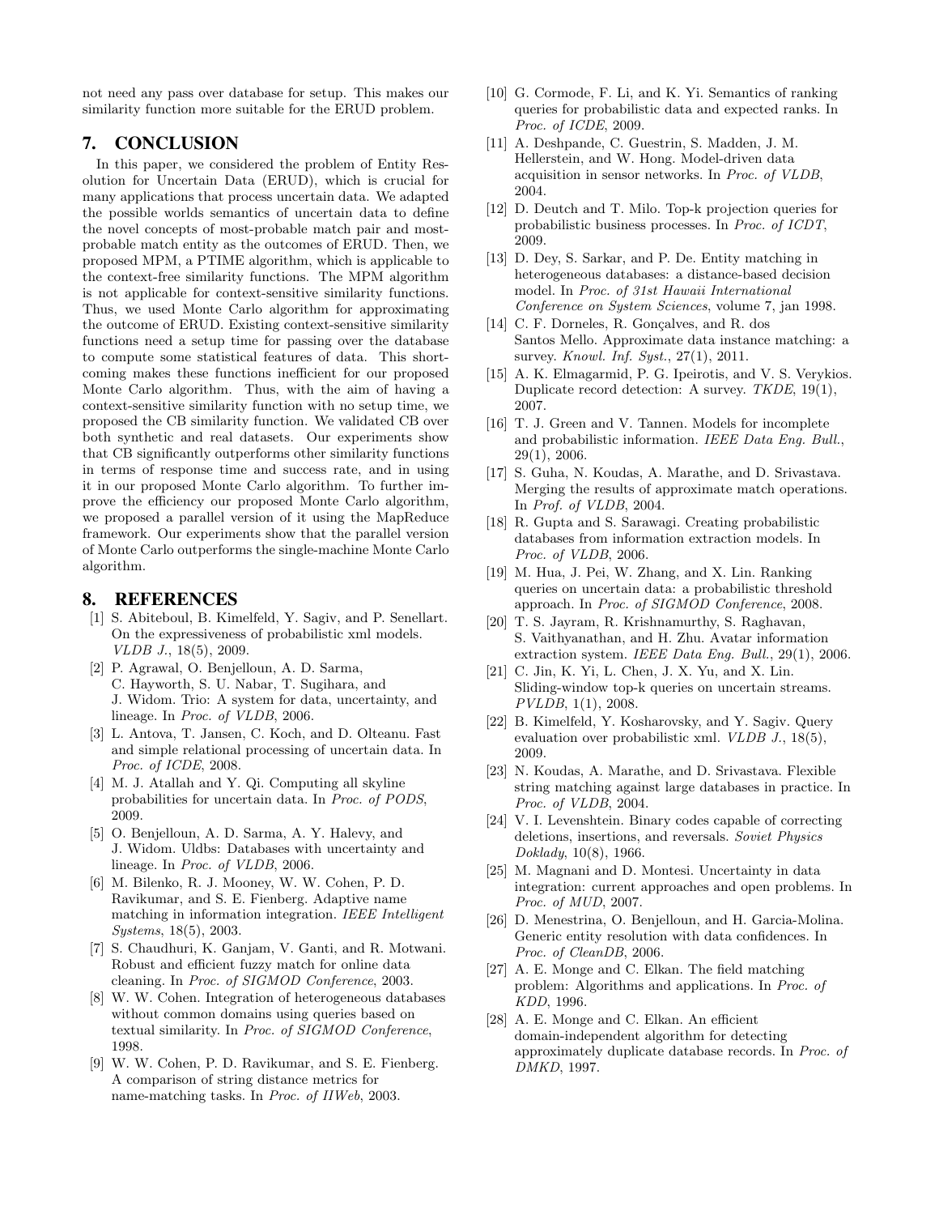not need any pass over database for setup. This makes our similarity function more suitable for the ERUD problem.

## 7. CONCLUSION

In this paper, we considered the problem of Entity Resolution for Uncertain Data (ERUD), which is crucial for many applications that process uncertain data. We adapted the possible worlds semantics of uncertain data to define the novel concepts of most-probable match pair and most-probable match entity as the outcomes of ERUD. Then, we proposed MPM, a PTIME algorithm, which is applicable to the context-free similarity functions. The MPM algorithm is not applicable for context-sensitive similarity functions. Thus, we used Monte Carlo algorithm for approximating the outcome of ERUD. Existing context-sensitive similarity functions need a setup time for passing over the database to compute some statistical features of data. This shortcoming makes these functions inefficient for our proposed Monte Carlo algorithm. Thus, with the aim of having a context-sensitive similarity function with no setup time, we proposed the CB similarity function. We validated CB over both synthetic and real datasets. Our experiments show that CB significantly outperforms other similarity functions in terms of response time and success rate, and in using it in our proposed Monte Carlo algorithm. To further improve the efficiency our proposed Monte Carlo algorithm, we proposed a parallel version of it using the MapReduce framework. Our experiments show that the parallel version of Monte Carlo outperforms the single-machine Monte Carlo algorithm.

## 8. REFERENCES

[1] S. Abiteboul, B. Kimelfeld, Y. Sagiv, and P. Senellart. On the expressiveness of probabilistic xml models. *VLDB J.*, 18(5), 2009.

[2] P. Agrawal, O. Benjelloun, A. D. Sarma, C. Hayworth, S. U. Nabar, T. Sugihara, and J. Widom. Trio: A system for data, uncertainty, and lineage. In *Proc. of VLDB*, 2006.

[3] L. Antova, T. Jansen, C. Koch, and D. Olteanu. Fast and simple relational processing of uncertain data. In *Proc. of ICDE*, 2008.

[4] M. J. Atallah and Y. Qi. Computing all skyline probabilities for uncertain data. In *Proc. of PODS*, 2009.

[5] O. Benjelloun, A. D. Sarma, A. Y. Halevy, and J. Widom. Uldbs: Databases with uncertainty and lineage. In *Proc. of VLDB*, 2006.

[6] M. Bilenko, R. J. Mooney, W. W. Cohen, P. D. Ravikumar, and S. E. Fienberg. Adaptive name matching in information integration. *IEEE Intelligent Systems*, 18(5), 2003.

[7] S. Chaudhuri, K. Ganjam, V. Ganti, and R. Motwani. Robust and efficient fuzzy match for online data cleaning. In *Proc. of SIGMOD Conference*, 2003.

[8] W. W. Cohen. Integration of heterogeneous databases without common domains using queries based on textual similarity. In *Proc. of SIGMOD Conference*, 1998.

[9] W. W. Cohen, P. D. Ravikumar, and S. E. Fienberg. A comparison of string distance metrics for name-matching tasks. In *Proc. of IIWeb*, 2003.

[10] G. Cormode, F. Li, and K. Yi. Semantics of ranking queries for probabilistic data and expected ranks. In *Proc. of ICDE*, 2009.

[11] A. Deshpande, C. Guestrin, S. Madden, J. M. Hellerstein, and W. Hong. Model-driven data acquisition in sensor networks. In *Proc. of VLDB*, 2004.

[12] D. Deutch and T. Milo. Top-k projection queries for probabilistic business processes. In *Proc. of ICDT*, 2009.

[13] D. Dey, S. Sarkar, and P. De. Entity matching in heterogeneous databases: a distance-based decision model. In *Proc. of 31st Hawaii International Conference on System Sciences*, volume 7, jan 1998.

[14] C. F. Dorneles, R. Gonçalves, and R. dos Santos Mello. Approximate data instance matching: a survey. *Knowl. Inf. Syst.*, 27(1), 2011.

[15] A. K. Elmagarmid, P. G. Ipeirotis, and V. S. Verykios. Duplicate record detection: A survey. *TKDE*, 19(1), 2007.

[16] T. J. Green and V. Tannen. Models for incomplete and probabilistic information. *IEEE Data Eng. Bull.*, 29(1), 2006.

[17] S. Guha, N. Koudas, A. Marathe, and D. Srivastava. Merging the results of approximate match operations. In *Prof. of VLDB*, 2004.

[18] R. Gupta and S. Sarawagi. Creating probabilistic databases from information extraction models. In *Proc. of VLDB*, 2006.

[19] M. Hua, J. Pei, W. Zhang, and X. Lin. Ranking queries on uncertain data: a probabilistic threshold approach. In *Proc. of SIGMOD Conference*, 2008.

[20] T. S. Jayram, R. Krishnamurthy, S. Raghavan, S. Vaithyanathan, and H. Zhu. Avatar information extraction system. *IEEE Data Eng. Bull.*, 29(1), 2006.

[21] C. Jin, K. Yi, L. Chen, J. X. Yu, and X. Lin. Sliding-window top-k queries on uncertain streams. *PVLDB*, 1(1), 2008.

[22] B. Kimelfeld, Y. Kosharovsky, and Y. Sagiv. Query evaluation over probabilistic xml. *VLDB J.*, 18(5), 2009.

[23] N. Koudas, A. Marathe, and D. Srivastava. Flexible string matching against large databases in practice. In *Proc. of VLDB*, 2004.

[24] V. I. Levenshtein. Binary codes capable of correcting deletions, insertions, and reversals. *Soviet Physics Doklady*, 10(8), 1966.

[25] M. Magnani and D. Montesi. Uncertainty in data integration: current approaches and open problems. In *Proc. of MUD*, 2007.

[26] D. Menestrina, O. Benjelloun, and H. Garcia-Molina. Generic entity resolution with data confidences. In *Proc. of CleanDB*, 2006.

[27] A. E. Monge and C. Elkan. The field matching problem: Algorithms and applications. In *Proc. of KDD*, 1996.

[28] A. E. Monge and C. Elkan. An efficient domain-independent algorithm for detecting approximately duplicate database records. In *Proc. of DMKD*, 1997.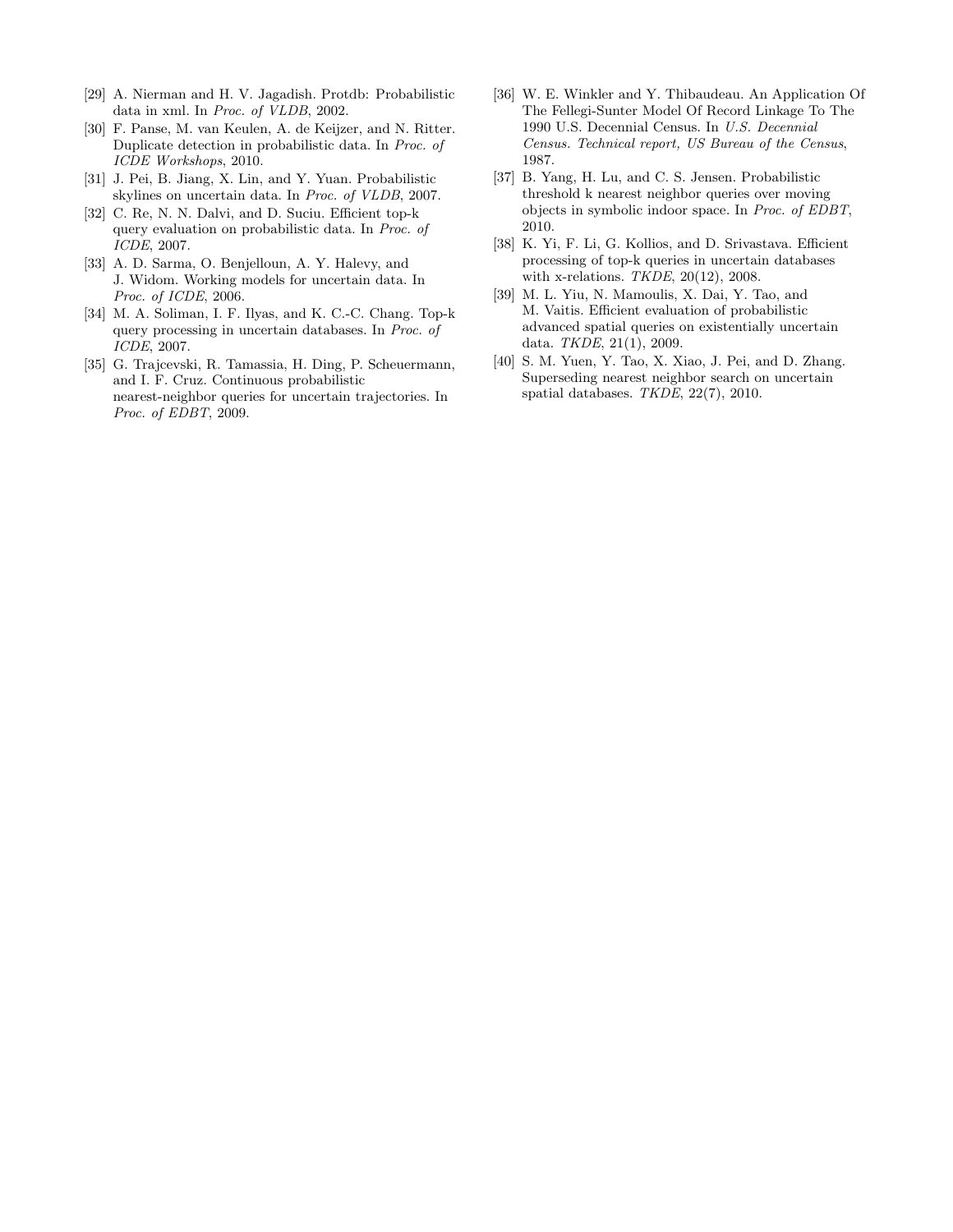[29] A. Nierman and H. V. Jagadish. Protdb: Probabilistic data in xml. In *Proc. of VLDB*, 2002.

[30] F. Panse, M. van Keulen, A. de Keijzer, and N. Ritter. Duplicate detection in probabilistic data. In *Proc. of ICDE Workshops*, 2010.

[31] J. Pei, B. Jiang, X. Lin, and Y. Yuan. Probabilistic skylines on uncertain data. In *Proc. of VLDB*, 2007.

[32] C. Re, N. N. Dalvi, and D. Suciu. Efficient top-k query evaluation on probabilistic data. In *Proc. of ICDE*, 2007.

[33] A. D. Sarma, O. Benjelloun, A. Y. Halevy, and J. Widom. Working models for uncertain data. In *Proc. of ICDE*, 2006.

[34] M. A. Soliman, I. F. Ilyas, and K. C.-C. Chang. Top-k query processing in uncertain databases. In *Proc. of ICDE*, 2007.

[35] G. Trajcevski, R. Tamassia, H. Ding, P. Scheuermann, and I. F. Cruz. Continuous probabilistic nearest-neighbor queries for uncertain trajectories. In *Proc. of EDBT*, 2009.

[36] W. E. Winkler and Y. Thibaudeau. An Application Of The Fellegi-Sunter Model Of Record Linkage To The 1990 U.S. Decennial Census. In *U.S. Decennial Census. Technical report, US Bureau of the Census*, 1987.

[37] B. Yang, H. Lu, and C. S. Jensen. Probabilistic threshold k nearest neighbor queries over moving objects in symbolic indoor space. In *Proc. of EDBT*, 2010.

[38] K. Yi, F. Li, G. Kollios, and D. Srivastava. Efficient processing of top-k queries in uncertain databases with x-relations. *TKDE*, 20(12), 2008.

[39] M. L. Yiu, N. Mamoulis, X. Dai, Y. Tao, and M. Vaitis. Efficient evaluation of probabilistic advanced spatial queries on existentially uncertain data. *TKDE*, 21(1), 2009.

[40] S. M. Yuen, Y. Tao, X. Xiao, J. Pei, and D. Zhang. Superseding nearest neighbor search on uncertain spatial databases. *TKDE*, 22(7), 2010.